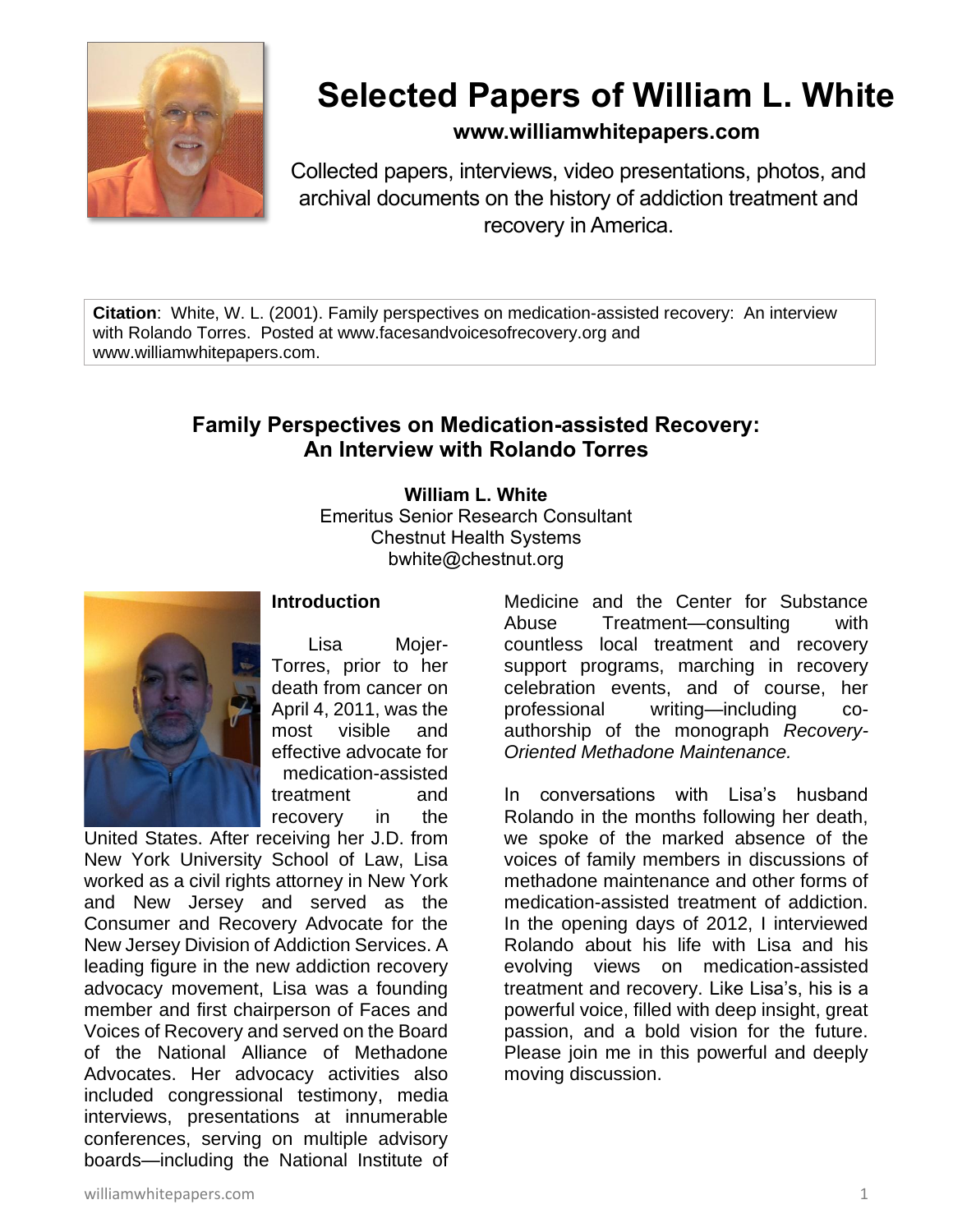# Selected Papers of William L. White

**www.williamwhitepapers.com**

Collected papers, interviews, video presentations, photos, and archival documents on the history of addiction treatment and recovery in America.

**Citation**: White, W. L. (2001). Family perspectives on medication-assisted recovery: An interview with Rolando Torres. Posted at www.facesandvoicesofrecovery.org and www.williamwhitepapers.com.

## Family Perspectives on Medication-assisted Recovery: An Interview with Rolando Torres

**William L. White**
Emeritus Senior Research Consultant
Chestnut Health Systems
bwhite@chestnut.org

### Introduction

Lisa Mojer-Torres, prior to her death from cancer on April 4, 2011, was the most visible and effective advocate for medication-assisted treatment and recovery in the United States. After receiving her J.D. from New York University School of Law, Lisa worked as a civil rights attorney in New York and New Jersey and served as the Consumer and Recovery Advocate for the New Jersey Division of Addiction Services. A leading figure in the new addiction recovery advocacy movement, Lisa was a founding member and first chairperson of Faces and Voices of Recovery and served on the Board of the National Alliance of Methadone Advocates. Her advocacy activities also included congressional testimony, media interviews, presentations at innumerable conferences, serving on multiple advisory boards—including the National Institute of Medicine and the Center for Substance Abuse Treatment—consulting with countless local treatment and recovery support programs, marching in recovery celebration events, and of course, her professional writing—including co-authorship of the monograph *Recovery-Oriented Methadone Maintenance.*

In conversations with Lisa's husband Rolando in the months following her death, we spoke of the marked absence of the voices of family members in discussions of methadone maintenance and other forms of medication-assisted treatment of addiction. In the opening days of 2012, I interviewed Rolando about his life with Lisa and his evolving views on medication-assisted treatment and recovery. Like Lisa's, his is a powerful voice, filled with deep insight, great passion, and a bold vision for the future. Please join me in this powerful and deeply moving discussion.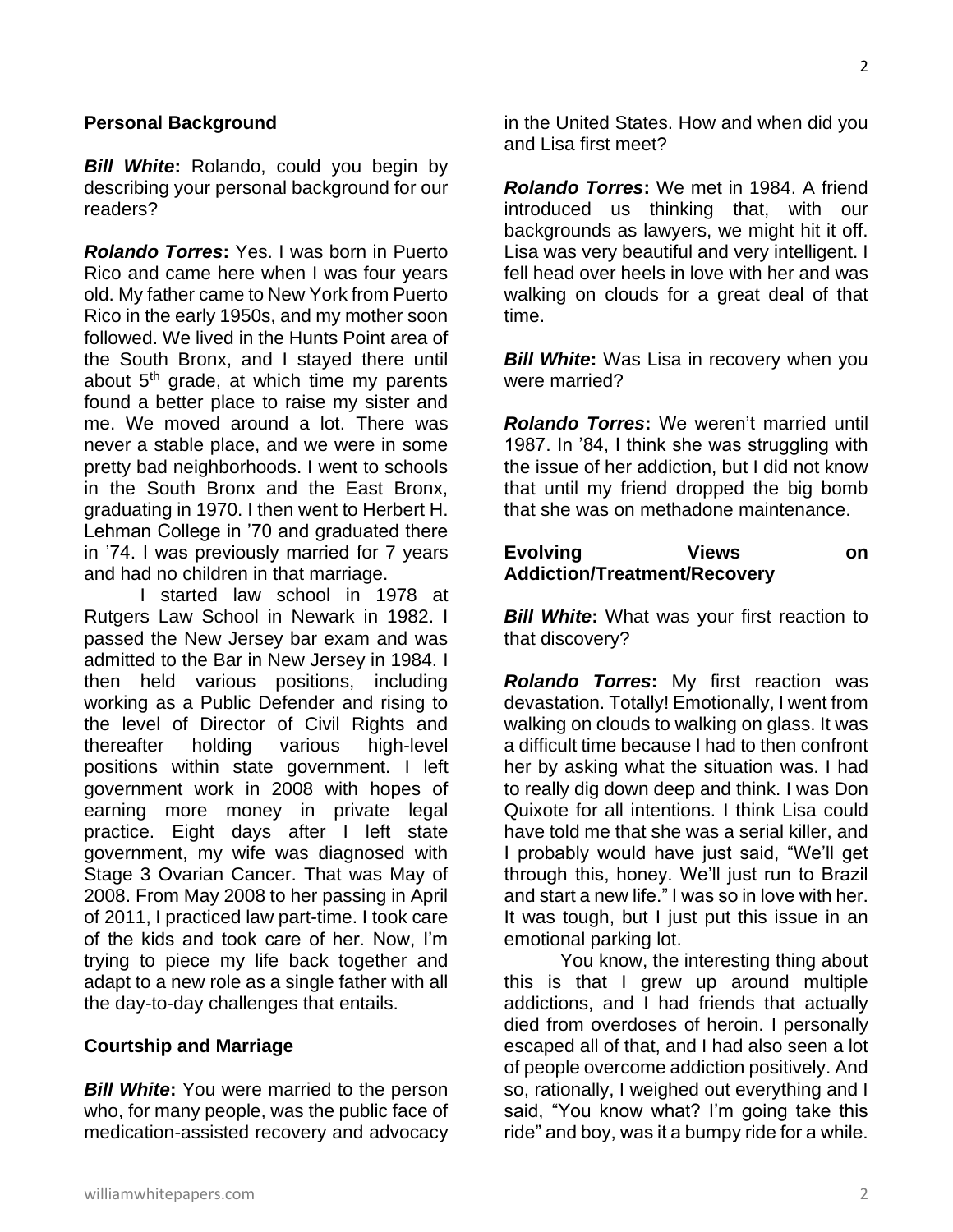### Personal Background

***Bill White*:** Rolando, could you begin by describing your personal background for our readers?

***Rolando Torres*:** Yes. I was born in Puerto Rico and came here when I was four years old. My father came to New York from Puerto Rico in the early 1950s, and my mother soon followed. We lived in the Hunts Point area of the South Bronx, and I stayed there until about 5th grade, at which time my parents found a better place to raise my sister and me. We moved around a lot. There was never a stable place, and we were in some pretty bad neighborhoods. I went to schools in the South Bronx and the East Bronx, graduating in 1970. I then went to Herbert H. Lehman College in '70 and graduated there in '74. I was previously married for 7 years and had no children in that marriage.

I started law school in 1978 at Rutgers Law School in Newark in 1982. I passed the New Jersey bar exam and was admitted to the Bar in New Jersey in 1984. I then held various positions, including working as a Public Defender and rising to the level of Director of Civil Rights and thereafter holding various high-level positions within state government. I left government work in 2008 with hopes of earning more money in private legal practice. Eight days after I left state government, my wife was diagnosed with Stage 3 Ovarian Cancer. That was May of 2008. From May 2008 to her passing in April of 2011, I practiced law part-time. I took care of the kids and took care of her. Now, I'm trying to piece my life back together and adapt to a new role as a single father with all the day-to-day challenges that entails.

### Courtship and Marriage

***Bill White*:** You were married to the person who, for many people, was the public face of medication-assisted recovery and advocacy in the United States. How and when did you and Lisa first meet?

***Rolando Torres*:** We met in 1984. A friend introduced us thinking that, with our backgrounds as lawyers, we might hit it off. Lisa was very beautiful and very intelligent. I fell head over heels in love with her and was walking on clouds for a great deal of that time.

***Bill White*:** Was Lisa in recovery when you were married?

***Rolando Torres*:** We weren't married until 1987. In '84, I think she was struggling with the issue of her addiction, but I did not know that until my friend dropped the big bomb that she was on methadone maintenance.

### Evolving Views on Addiction/Treatment/Recovery

***Bill White*:** What was your first reaction to that discovery?

***Rolando Torres*:** My first reaction was devastation. Totally! Emotionally, I went from walking on clouds to walking on glass. It was a difficult time because I had to then confront her by asking what the situation was. I had to really dig down deep and think. I was Don Quixote for all intentions. I think Lisa could have told me that she was a serial killer, and I probably would have just said, "We'll get through this, honey. We'll just run to Brazil and start a new life." I was so in love with her. It was tough, but I just put this issue in an emotional parking lot.

You know, the interesting thing about this is that I grew up around multiple addictions, and I had friends that actually died from overdoses of heroin. I personally escaped all of that, and I had also seen a lot of people overcome addiction positively. And so, rationally, I weighed out everything and I said, "You know what? I'm going take this ride" and boy, was it a bumpy ride for a while.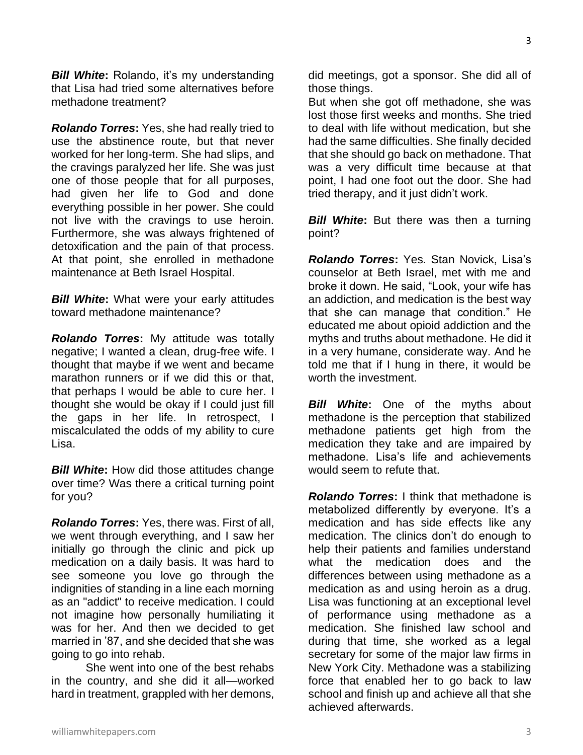***Bill White*:** Rolando, it's my understanding that Lisa had tried some alternatives before methadone treatment?

***Rolando Torres*:** Yes, she had really tried to use the abstinence route, but that never worked for her long-term. She had slips, and the cravings paralyzed her life. She was just one of those people that for all purposes, had given her life to God and done everything possible in her power. She could not live with the cravings to use heroin. Furthermore, she was always frightened of detoxification and the pain of that process. At that point, she enrolled in methadone maintenance at Beth Israel Hospital.

***Bill White*:** What were your early attitudes toward methadone maintenance?

***Rolando Torres*:** My attitude was totally negative; I wanted a clean, drug-free wife. I thought that maybe if we went and became marathon runners or if we did this or that, that perhaps I would be able to cure her. I thought she would be okay if I could just fill the gaps in her life. In retrospect, I miscalculated the odds of my ability to cure Lisa.

***Bill White*:** How did those attitudes change over time? Was there a critical turning point for you?

***Rolando Torres*:** Yes, there was. First of all, we went through everything, and I saw her initially go through the clinic and pick up medication on a daily basis. It was hard to see someone you love go through the indignities of standing in a line each morning as an "addict" to receive medication. I could not imagine how personally humiliating it was for her. And then we decided to get married in '87, and she decided that she was going to go into rehab.

She went into one of the best rehabs in the country, and she did it all—worked hard in treatment, grappled with her demons, did meetings, got a sponsor. She did all of those things.

But when she got off methadone, she was lost those first weeks and months. She tried to deal with life without medication, but she had the same difficulties. She finally decided that she should go back on methadone. That was a very difficult time because at that point, I had one foot out the door. She had tried therapy, and it just didn't work.

***Bill White*:** But there was then a turning point?

***Rolando Torres*:** Yes. Stan Novick, Lisa's counselor at Beth Israel, met with me and broke it down. He said, "Look, your wife has an addiction, and medication is the best way that she can manage that condition." He educated me about opioid addiction and the myths and truths about methadone. He did it in a very humane, considerate way. And he told me that if I hung in there, it would be worth the investment.

***Bill White*:** One of the myths about methadone is the perception that stabilized methadone patients get high from the medication they take and are impaired by methadone. Lisa's life and achievements would seem to refute that.

***Rolando Torres*:** I think that methadone is metabolized differently by everyone. It's a medication and has side effects like any medication. The clinics don't do enough to help their patients and families understand what the medication does and the differences between using methadone as a medication as and using heroin as a drug. Lisa was functioning at an exceptional level of performance using methadone as a medication. She finished law school and during that time, she worked as a legal secretary for some of the major law firms in New York City. Methadone was a stabilizing force that enabled her to go back to law school and finish up and achieve all that she achieved afterwards.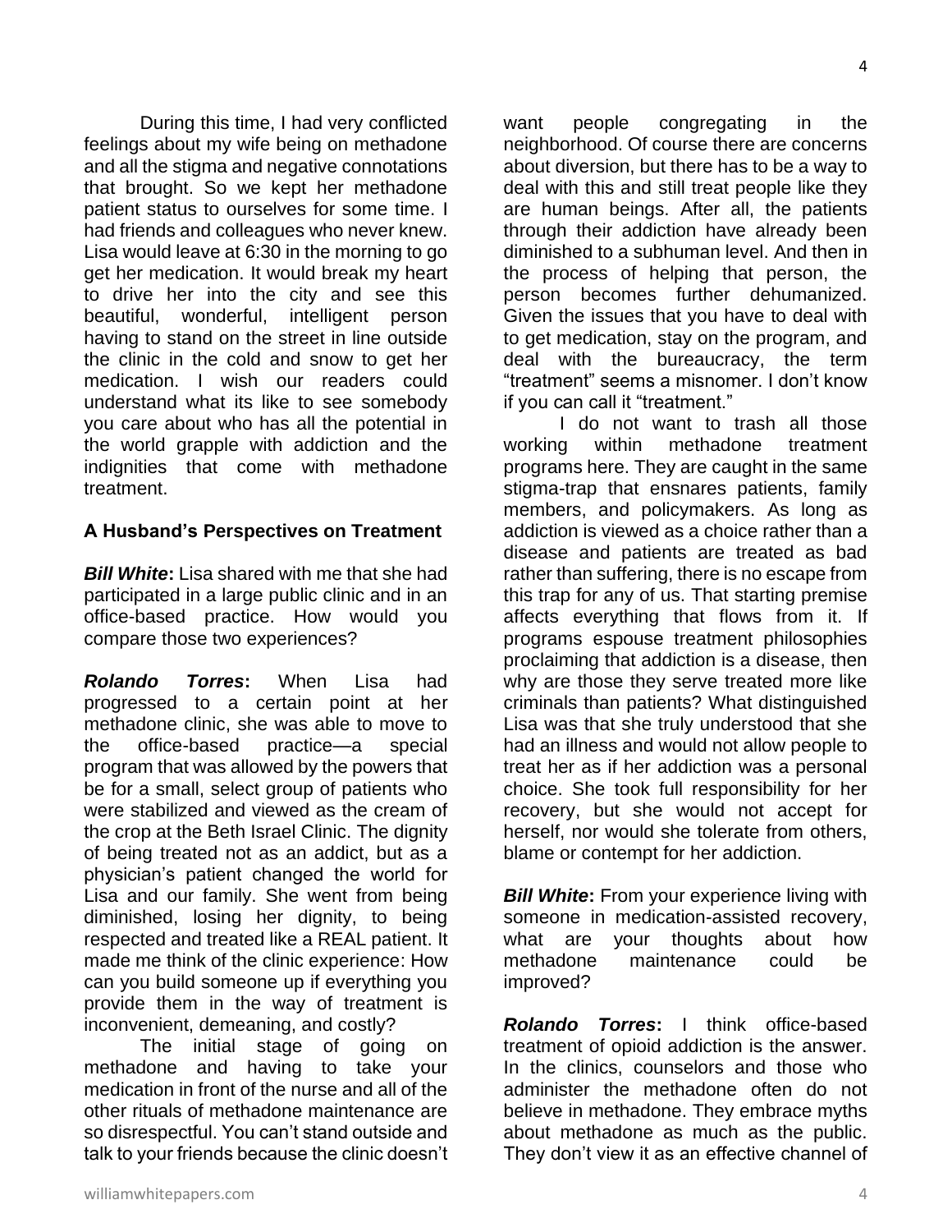During this time, I had very conflicted feelings about my wife being on methadone and all the stigma and negative connotations that brought. So we kept her methadone patient status to ourselves for some time. I had friends and colleagues who never knew. Lisa would leave at 6:30 in the morning to go get her medication. It would break my heart to drive her into the city and see this beautiful, wonderful, intelligent person having to stand on the street in line outside the clinic in the cold and snow to get her medication. I wish our readers could understand what its like to see somebody you care about who has all the potential in the world grapple with addiction and the indignities that come with methadone treatment.

**A Husband's Perspectives on Treatment**

***Bill White*:** Lisa shared with me that she had participated in a large public clinic and in an office-based practice. How would you compare those two experiences?

***Rolando Torres*:** When Lisa had progressed to a certain point at her methadone clinic, she was able to move to the office-based practice—a special program that was allowed by the powers that be for a small, select group of patients who were stabilized and viewed as the cream of the crop at the Beth Israel Clinic. The dignity of being treated not as an addict, but as a physician's patient changed the world for Lisa and our family. She went from being diminished, losing her dignity, to being respected and treated like a REAL patient. It made me think of the clinic experience: How can you build someone up if everything you provide them in the way of treatment is inconvenient, demeaning, and costly?

The initial stage of going on methadone and having to take your medication in front of the nurse and all of the other rituals of methadone maintenance are so disrespectful. You can't stand outside and talk to your friends because the clinic doesn't want people congregating in the neighborhood. Of course there are concerns about diversion, but there has to be a way to deal with this and still treat people like they are human beings. After all, the patients through their addiction have already been diminished to a subhuman level. And then in the process of helping that person, the person becomes further dehumanized. Given the issues that you have to deal with to get medication, stay on the program, and deal with the bureaucracy, the term "treatment" seems a misnomer. I don't know if you can call it "treatment."

I do not want to trash all those working within methadone treatment programs here. They are caught in the same stigma-trap that ensnares patients, family members, and policymakers. As long as addiction is viewed as a choice rather than a disease and patients are treated as bad rather than suffering, there is no escape from this trap for any of us. That starting premise affects everything that flows from it. If programs espouse treatment philosophies proclaiming that addiction is a disease, then why are those they serve treated more like criminals than patients? What distinguished Lisa was that she truly understood that she had an illness and would not allow people to treat her as if her addiction was a personal choice. She took full responsibility for her recovery, but she would not accept for herself, nor would she tolerate from others, blame or contempt for her addiction.

***Bill White*:** From your experience living with someone in medication-assisted recovery, what are your thoughts about how methadone maintenance could be improved?

***Rolando Torres*:** I think office-based treatment of opioid addiction is the answer. In the clinics, counselors and those who administer the methadone often do not believe in methadone. They embrace myths about methadone as much as the public. They don't view it as an effective channel of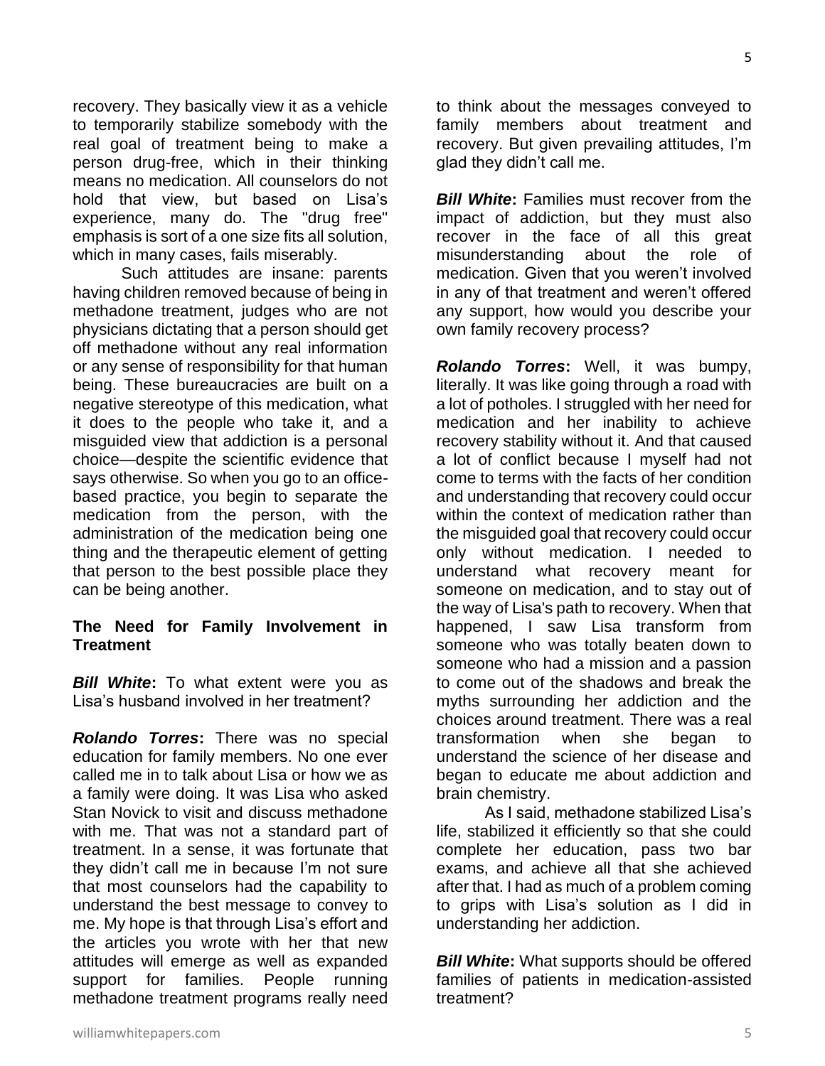recovery. They basically view it as a vehicle to temporarily stabilize somebody with the real goal of treatment being to make a person drug-free, which in their thinking means no medication. All counselors do not hold that view, but based on Lisa's experience, many do. The "drug free" emphasis is sort of a one size fits all solution, which in many cases, fails miserably.

Such attitudes are insane: parents having children removed because of being in methadone treatment, judges who are not physicians dictating that a person should get off methadone without any real information or any sense of responsibility for that human being. These bureaucracies are built on a negative stereotype of this medication, what it does to the people who take it, and a misguided view that addiction is a personal choice—despite the scientific evidence that says otherwise. So when you go to an office-based practice, you begin to separate the medication from the person, with the administration of the medication being one thing and the therapeutic element of getting that person to the best possible place they can be being another.

## The Need for Family Involvement in Treatment

***Bill White*:** To what extent were you as Lisa's husband involved in her treatment?

***Rolando Torres*:** There was no special education for family members. No one ever called me in to talk about Lisa or how we as a family were doing. It was Lisa who asked Stan Novick to visit and discuss methadone with me. That was not a standard part of treatment. In a sense, it was fortunate that they didn't call me in because I'm not sure that most counselors had the capability to understand the best message to convey to me. My hope is that through Lisa's effort and the articles you wrote with her that new attitudes will emerge as well as expanded support for families. People running methadone treatment programs really need to think about the messages conveyed to family members about treatment and recovery. But given prevailing attitudes, I'm glad they didn't call me.

***Bill White*:** Families must recover from the impact of addiction, but they must also recover in the face of all this great misunderstanding about the role of medication. Given that you weren't involved in any of that treatment and weren't offered any support, how would you describe your own family recovery process?

***Rolando Torres*:** Well, it was bumpy, literally. It was like going through a road with a lot of potholes. I struggled with her need for medication and her inability to achieve recovery stability without it. And that caused a lot of conflict because I myself had not come to terms with the facts of her condition and understanding that recovery could occur within the context of medication rather than the misguided goal that recovery could occur only without medication. I needed to understand what recovery meant for someone on medication, and to stay out of the way of Lisa's path to recovery. When that happened, I saw Lisa transform from someone who was totally beaten down to someone who had a mission and a passion to come out of the shadows and break the myths surrounding her addiction and the choices around treatment. There was a real transformation when she began to understand the science of her disease and began to educate me about addiction and brain chemistry.

As I said, methadone stabilized Lisa's life, stabilized it efficiently so that she could complete her education, pass two bar exams, and achieve all that she achieved after that. I had as much of a problem coming to grips with Lisa's solution as I did in understanding her addiction.

***Bill White*:** What supports should be offered families of patients in medication-assisted treatment?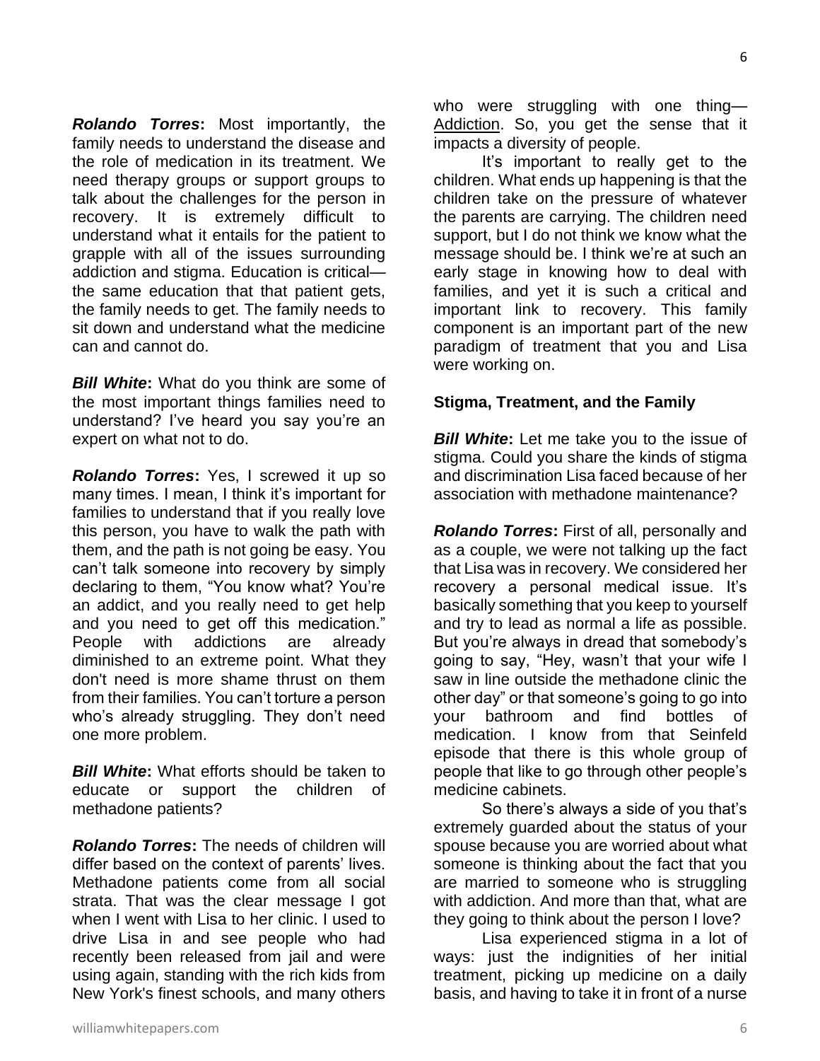***Rolando Torres*:** Most importantly, the family needs to understand the disease and the role of medication in its treatment. We need therapy groups or support groups to talk about the challenges for the person in recovery. It is extremely difficult to understand what it entails for the patient to grapple with all of the issues surrounding addiction and stigma. Education is critical—the same education that that patient gets, the family needs to get. The family needs to sit down and understand what the medicine can and cannot do.

***Bill White*:** What do you think are some of the most important things families need to understand? I've heard you say you're an expert on what not to do.

***Rolando Torres*:** Yes, I screwed it up so many times. I mean, I think it's important for families to understand that if you really love this person, you have to walk the path with them, and the path is not going be easy. You can't talk someone into recovery by simply declaring to them, "You know what? You're an addict, and you really need to get help and you need to get off this medication." People with addictions are already diminished to an extreme point. What they don't need is more shame thrust on them from their families. You can't torture a person who's already struggling. They don't need one more problem.

***Bill White*:** What efforts should be taken to educate or support the children of methadone patients?

***Rolando Torres*:** The needs of children will differ based on the context of parents' lives. Methadone patients come from all social strata. That was the clear message I got when I went with Lisa to her clinic. I used to drive Lisa in and see people who had recently been released from jail and were using again, standing with the rich kids from New York's finest schools, and many others who were struggling with one thing—Addiction. So, you get the sense that it impacts a diversity of people.

It's important to really get to the children. What ends up happening is that the children take on the pressure of whatever the parents are carrying. The children need support, but I do not think we know what the message should be. I think we're at such an early stage in knowing how to deal with families, and yet it is such a critical and important link to recovery. This family component is an important part of the new paradigm of treatment that you and Lisa were working on.

### Stigma, Treatment, and the Family

***Bill White*:** Let me take you to the issue of stigma. Could you share the kinds of stigma and discrimination Lisa faced because of her association with methadone maintenance?

***Rolando Torres*:** First of all, personally and as a couple, we were not talking up the fact that Lisa was in recovery. We considered her recovery a personal medical issue. It's basically something that you keep to yourself and try to lead as normal a life as possible. But you're always in dread that somebody's going to say, "Hey, wasn't that your wife I saw in line outside the methadone clinic the other day" or that someone's going to go into your bathroom and find bottles of medication. I know from that Seinfeld episode that there is this whole group of people that like to go through other people's medicine cabinets.

So there's always a side of you that's extremely guarded about the status of your spouse because you are worried about what someone is thinking about the fact that you are married to someone who is struggling with addiction. And more than that, what are they going to think about the person I love?

Lisa experienced stigma in a lot of ways: just the indignities of her initial treatment, picking up medicine on a daily basis, and having to take it in front of a nurse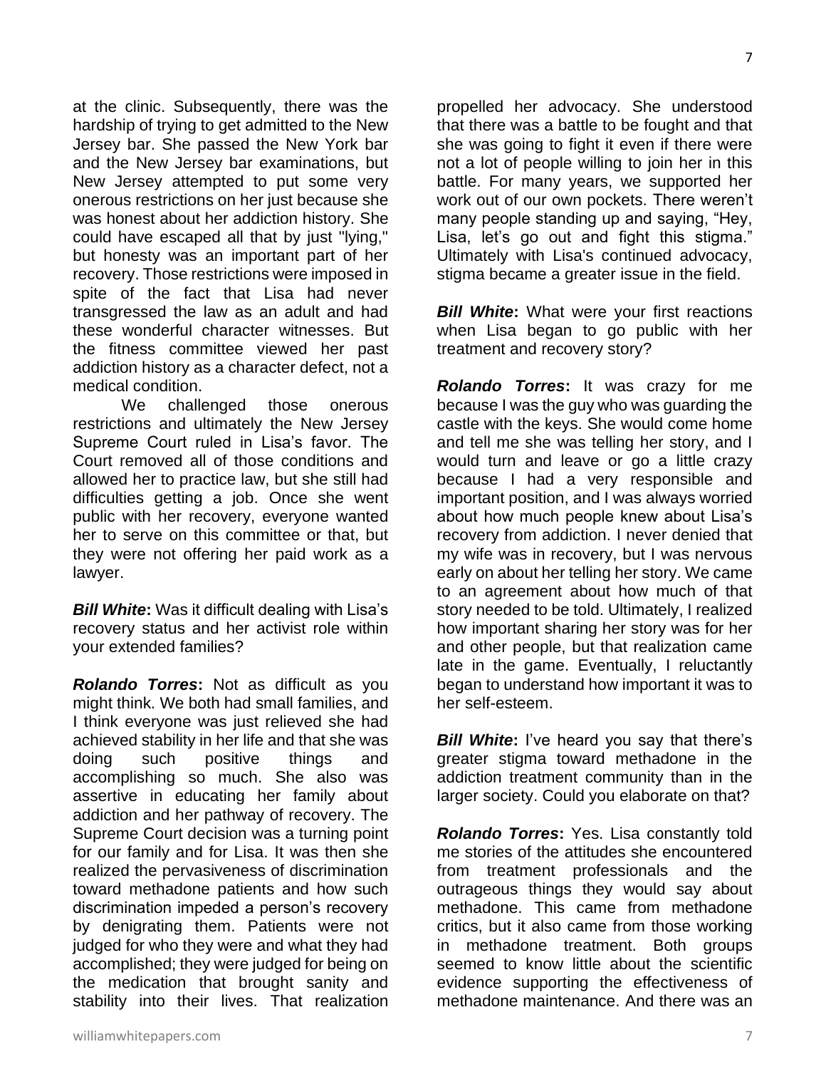at the clinic. Subsequently, there was the hardship of trying to get admitted to the New Jersey bar. She passed the New York bar and the New Jersey bar examinations, but New Jersey attempted to put some very onerous restrictions on her just because she was honest about her addiction history. She could have escaped all that by just "lying," but honesty was an important part of her recovery. Those restrictions were imposed in spite of the fact that Lisa had never transgressed the law as an adult and had these wonderful character witnesses. But the fitness committee viewed her past addiction history as a character defect, not a medical condition.

We challenged those onerous restrictions and ultimately the New Jersey Supreme Court ruled in Lisa's favor. The Court removed all of those conditions and allowed her to practice law, but she still had difficulties getting a job. Once she went public with her recovery, everyone wanted her to serve on this committee or that, but they were not offering her paid work as a lawyer.

***Bill White*:** Was it difficult dealing with Lisa's recovery status and her activist role within your extended families?

***Rolando Torres*:** Not as difficult as you might think. We both had small families, and I think everyone was just relieved she had achieved stability in her life and that she was doing such positive things and accomplishing so much. She also was assertive in educating her family about addiction and her pathway of recovery. The Supreme Court decision was a turning point for our family and for Lisa. It was then she realized the pervasiveness of discrimination toward methadone patients and how such discrimination impeded a person's recovery by denigrating them. Patients were not judged for who they were and what they had accomplished; they were judged for being on the medication that brought sanity and stability into their lives. That realization propelled her advocacy. She understood that there was a battle to be fought and that she was going to fight it even if there were not a lot of people willing to join her in this battle. For many years, we supported her work out of our own pockets. There weren't many people standing up and saying, "Hey, Lisa, let's go out and fight this stigma." Ultimately with Lisa's continued advocacy, stigma became a greater issue in the field.

***Bill White*:** What were your first reactions when Lisa began to go public with her treatment and recovery story?

***Rolando Torres*:** It was crazy for me because I was the guy who was guarding the castle with the keys. She would come home and tell me she was telling her story, and I would turn and leave or go a little crazy because I had a very responsible and important position, and I was always worried about how much people knew about Lisa's recovery from addiction. I never denied that my wife was in recovery, but I was nervous early on about her telling her story. We came to an agreement about how much of that story needed to be told. Ultimately, I realized how important sharing her story was for her and other people, but that realization came late in the game. Eventually, I reluctantly began to understand how important it was to her self-esteem.

***Bill White*:** I've heard you say that there's greater stigma toward methadone in the addiction treatment community than in the larger society. Could you elaborate on that?

***Rolando Torres*:** Yes. Lisa constantly told me stories of the attitudes she encountered from treatment professionals and the outrageous things they would say about methadone. This came from methadone critics, but it also came from those working in methadone treatment. Both groups seemed to know little about the scientific evidence supporting the effectiveness of methadone maintenance. And there was an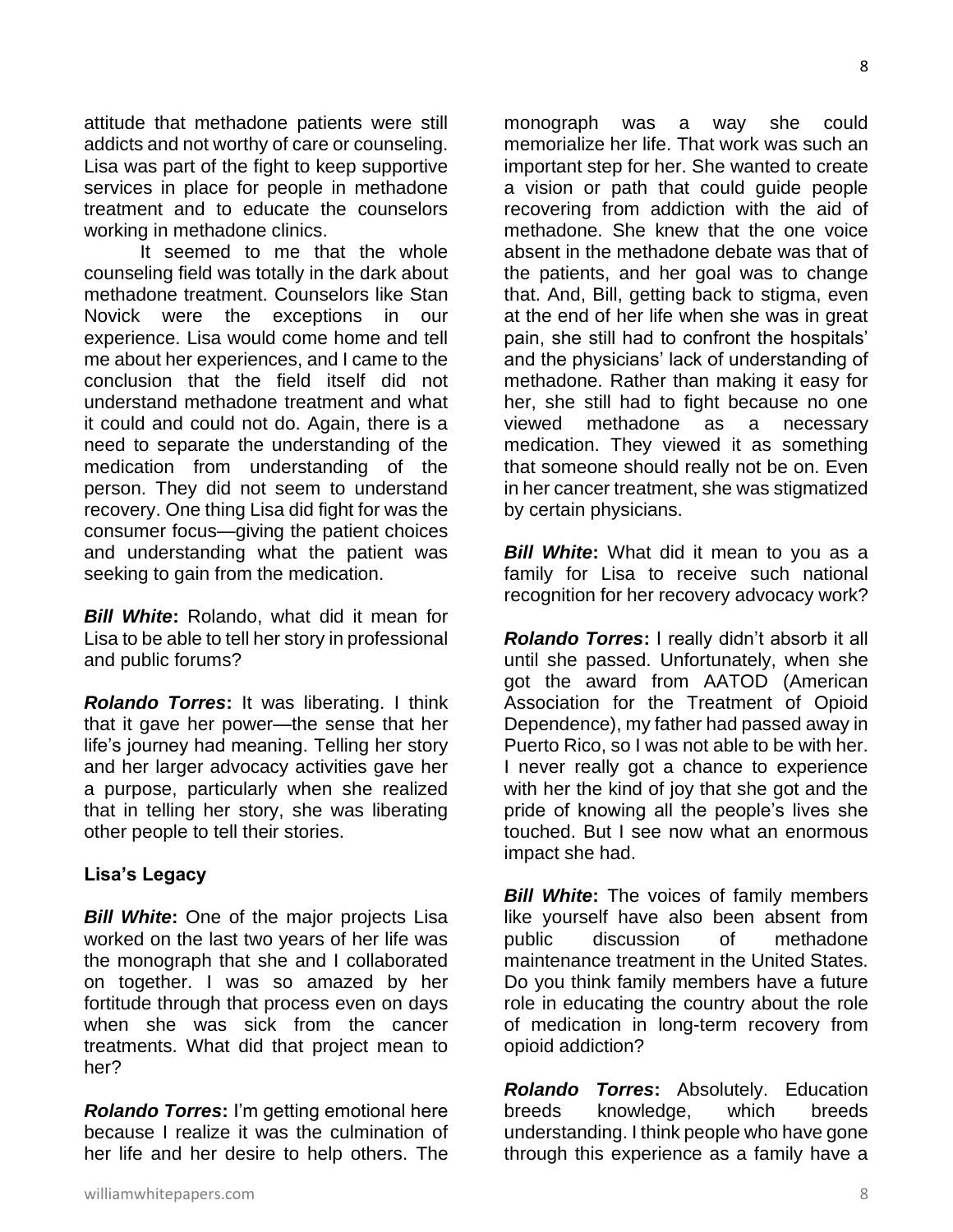attitude that methadone patients were still addicts and not worthy of care or counseling. Lisa was part of the fight to keep supportive services in place for people in methadone treatment and to educate the counselors working in methadone clinics.

It seemed to me that the whole counseling field was totally in the dark about methadone treatment. Counselors like Stan Novick were the exceptions in our experience. Lisa would come home and tell me about her experiences, and I came to the conclusion that the field itself did not understand methadone treatment and what it could and could not do. Again, there is a need to separate the understanding of the medication from understanding of the person. They did not seem to understand recovery. One thing Lisa did fight for was the consumer focus—giving the patient choices and understanding what the patient was seeking to gain from the medication.

***Bill White*****:** Rolando, what did it mean for Lisa to be able to tell her story in professional and public forums?

***Rolando Torres*****:** It was liberating. I think that it gave her power—the sense that her life's journey had meaning. Telling her story and her larger advocacy activities gave her a purpose, particularly when she realized that in telling her story, she was liberating other people to tell their stories.

**Lisa's Legacy**

***Bill White*****:** One of the major projects Lisa worked on the last two years of her life was the monograph that she and I collaborated on together. I was so amazed by her fortitude through that process even on days when she was sick from the cancer treatments. What did that project mean to her?

***Rolando Torres*****:** I'm getting emotional here because I realize it was the culmination of her life and her desire to help others. The monograph was a way she could memorialize her life. That work was such an important step for her. She wanted to create a vision or path that could guide people recovering from addiction with the aid of methadone. She knew that the one voice absent in the methadone debate was that of the patients, and her goal was to change that. And, Bill, getting back to stigma, even at the end of her life when she was in great pain, she still had to confront the hospitals' and the physicians' lack of understanding of methadone. Rather than making it easy for her, she still had to fight because no one viewed methadone as a necessary medication. They viewed it as something that someone should really not be on. Even in her cancer treatment, she was stigmatized by certain physicians.

***Bill White*****:** What did it mean to you as a family for Lisa to receive such national recognition for her recovery advocacy work?

***Rolando Torres*****:** I really didn't absorb it all until she passed. Unfortunately, when she got the award from AATOD (American Association for the Treatment of Opioid Dependence), my father had passed away in Puerto Rico, so I was not able to be with her. I never really got a chance to experience with her the kind of joy that she got and the pride of knowing all the people's lives she touched. But I see now what an enormous impact she had.

***Bill White*****:** The voices of family members like yourself have also been absent from public discussion of methadone maintenance treatment in the United States. Do you think family members have a future role in educating the country about the role of medication in long-term recovery from opioid addiction?

***Rolando Torres*****:** Absolutely. Education breeds knowledge, which breeds understanding. I think people who have gone through this experience as a family have a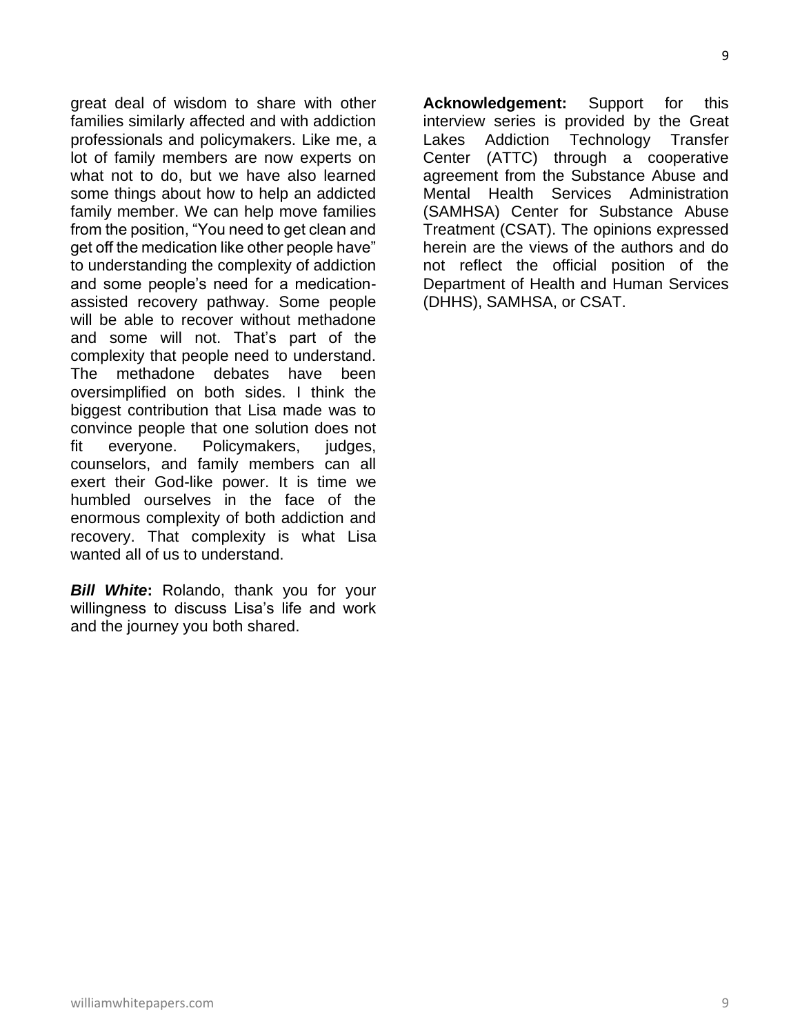great deal of wisdom to share with other families similarly affected and with addiction professionals and policymakers. Like me, a lot of family members are now experts on what not to do, but we have also learned some things about how to help an addicted family member. We can help move families from the position, "You need to get clean and get off the medication like other people have" to understanding the complexity of addiction and some people's need for a medication-assisted recovery pathway. Some people will be able to recover without methadone and some will not. That's part of the complexity that people need to understand. The methadone debates have been oversimplified on both sides. I think the biggest contribution that Lisa made was to convince people that one solution does not fit everyone. Policymakers, judges, counselors, and family members can all exert their God-like power. It is time we humbled ourselves in the face of the enormous complexity of both addiction and recovery. That complexity is what Lisa wanted all of us to understand.

***Bill White*:** Rolando, thank you for your willingness to discuss Lisa's life and work and the journey you both shared.

**Acknowledgement:** Support for this interview series is provided by the Great Lakes Addiction Technology Transfer Center (ATTC) through a cooperative agreement from the Substance Abuse and Mental Health Services Administration (SAMHSA) Center for Substance Abuse Treatment (CSAT). The opinions expressed herein are the views of the authors and do not reflect the official position of the Department of Health and Human Services (DHHS), SAMHSA, or CSAT.